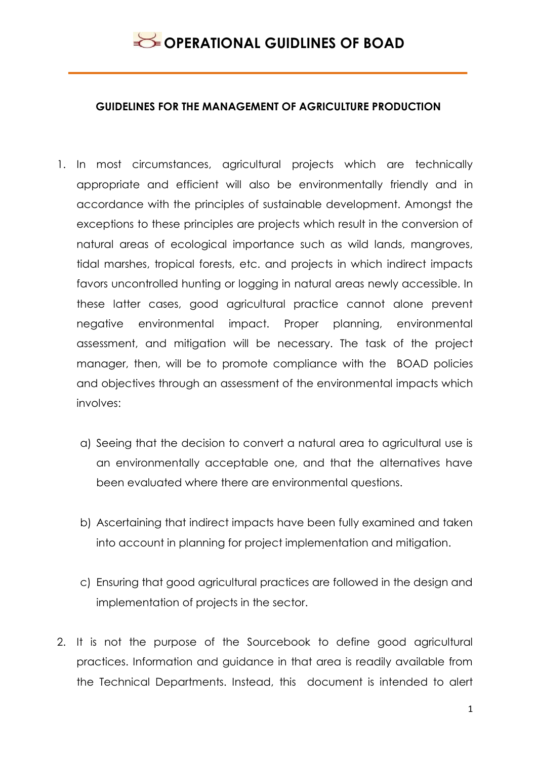# OPERATIONAL GUIDLINES OF BOAD

## GUIDELINES FOR THE MANAGEMENT OF AGRICULTURE PRODUCTION

1. In most circumstances, agricultural projects which are technically appropriate and efficient will also be environmentally friendly and in accordance with the principles of sustainable development. Amongst the exceptions to these principles are projects which result in the conversion of natural areas of ecological importance such as wild lands, mangroves, tidal marshes, tropical forests, etc. and projects in which indirect impacts favors uncontrolled hunting or logging in natural areas newly accessible. In these latter cases, good agricultural practice cannot alone prevent negative environmental impact. Proper planning, environmental assessment, and mitigation will be necessary. The task of the project manager, then, will be to promote compliance with the BOAD policies and objectives through an assessment of the environmental impacts which involves:

   a) Seeing that the decision to convert a natural area to agricultural use is an environmentally acceptable one, and that the alternatives have been evaluated where there are environmental questions.

   b) Ascertaining that indirect impacts have been fully examined and taken into account in planning for project implementation and mitigation.

   c) Ensuring that good agricultural practices are followed in the design and implementation of projects in the sector.

2. It is not the purpose of the Sourcebook to define good agricultural practices. Information and guidance in that area is readily available from the Technical Departments. Instead, this document is intended to alert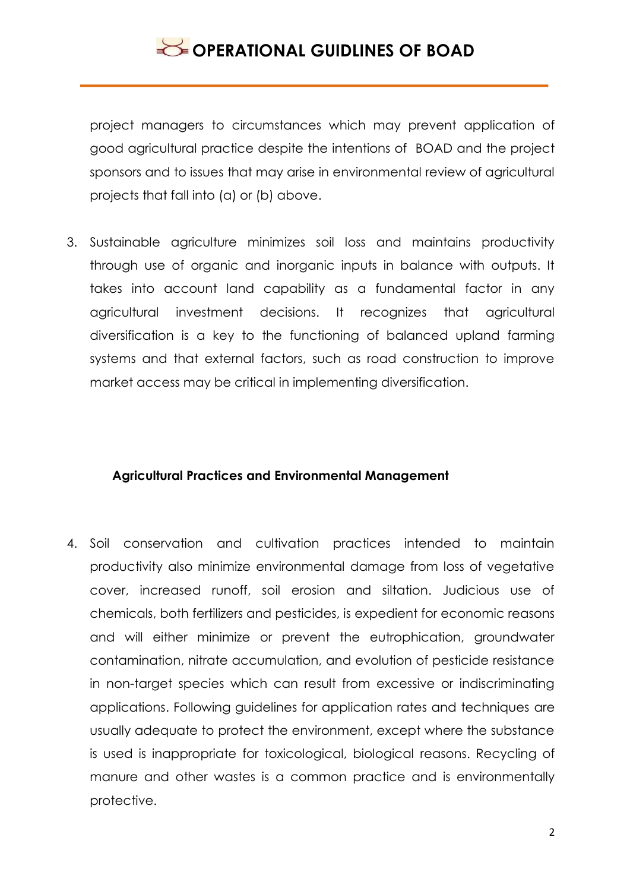project managers to circumstances which may prevent application of good agricultural practice despite the intentions of BOAD and the project sponsors and to issues that may arise in environmental review of agricultural projects that fall into (a) or (b) above.

3. Sustainable agriculture minimizes soil loss and maintains productivity through use of organic and inorganic inputs in balance with outputs. It takes into account land capability as a fundamental factor in any agricultural investment decisions. It recognizes that agricultural diversification is a key to the functioning of balanced upland farming systems and that external factors, such as road construction to improve market access may be critical in implementing diversification.

## Agricultural Practices and Environmental Management

4. Soil conservation and cultivation practices intended to maintain productivity also minimize environmental damage from loss of vegetative cover, increased runoff, soil erosion and siltation. Judicious use of chemicals, both fertilizers and pesticides, is expedient for economic reasons and will either minimize or prevent the eutrophication, groundwater contamination, nitrate accumulation, and evolution of pesticide resistance in non-target species which can result from excessive or indiscriminating applications. Following guidelines for application rates and techniques are usually adequate to protect the environment, except where the substance is used is inappropriate for toxicological, biological reasons. Recycling of manure and other wastes is a common practice and is environmentally protective.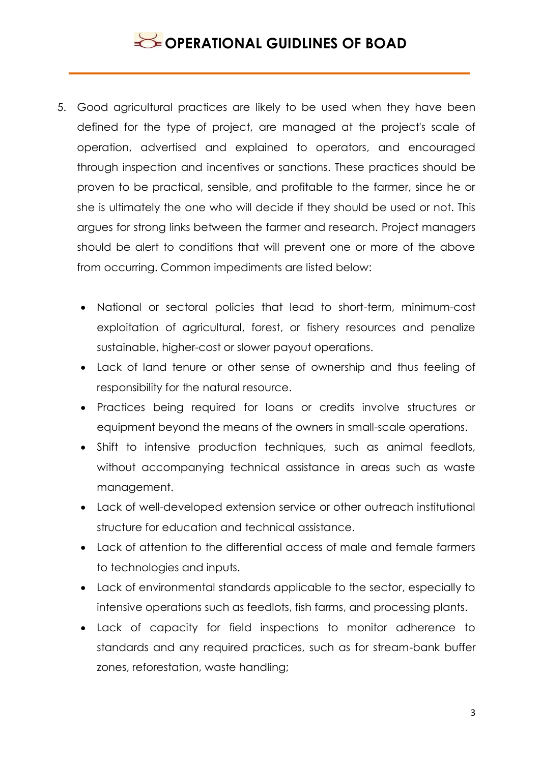5. Good agricultural practices are likely to be used when they have been defined for the type of project, are managed at the project's scale of operation, advertised and explained to operators, and encouraged through inspection and incentives or sanctions. These practices should be proven to be practical, sensible, and profitable to the farmer, since he or she is ultimately the one who will decide if they should be used or not. This argues for strong links between the farmer and research. Project managers should be alert to conditions that will prevent one or more of the above from occurring. Common impediments are listed below:

   - National or sectoral policies that lead to short-term, minimum-cost exploitation of agricultural, forest, or fishery resources and penalize sustainable, higher-cost or slower payout operations.
   - Lack of land tenure or other sense of ownership and thus feeling of responsibility for the natural resource.
   - Practices being required for loans or credits involve structures or equipment beyond the means of the owners in small-scale operations.
   - Shift to intensive production techniques, such as animal feedlots, without accompanying technical assistance in areas such as waste management.
   - Lack of well-developed extension service or other outreach institutional structure for education and technical assistance.
   - Lack of attention to the differential access of male and female farmers to technologies and inputs.
   - Lack of environmental standards applicable to the sector, especially to intensive operations such as feedlots, fish farms, and processing plants.
   - Lack of capacity for field inspections to monitor adherence to standards and any required practices, such as for stream-bank buffer zones, reforestation, waste handling;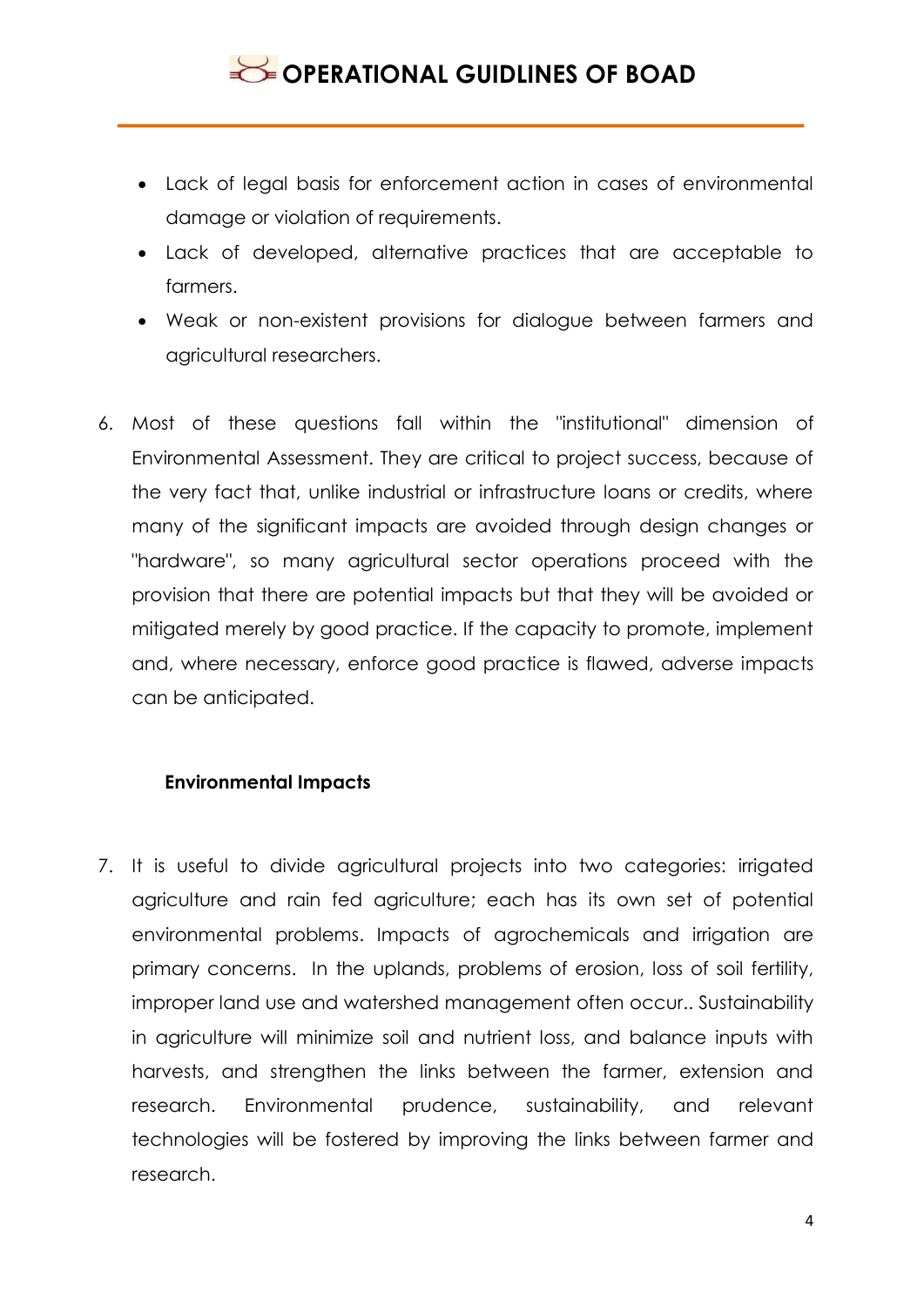- Lack of legal basis for enforcement action in cases of environmental damage or violation of requirements.
- Lack of developed, alternative practices that are acceptable to farmers.
- Weak or non-existent provisions for dialogue between farmers and agricultural researchers.

6. Most of these questions fall within the "institutional" dimension of Environmental Assessment. They are critical to project success, because of the very fact that, unlike industrial or infrastructure loans or credits, where many of the significant impacts are avoided through design changes or "hardware", so many agricultural sector operations proceed with the provision that there are potential impacts but that they will be avoided or mitigated merely by good practice. If the capacity to promote, implement and, where necessary, enforce good practice is flawed, adverse impacts can be anticipated.

**Environmental Impacts**

7. It is useful to divide agricultural projects into two categories: irrigated agriculture and rain fed agriculture; each has its own set of potential environmental problems. Impacts of agrochemicals and irrigation are primary concerns. In the uplands, problems of erosion, loss of soil fertility, improper land use and watershed management often occur.. Sustainability in agriculture will minimize soil and nutrient loss, and balance inputs with harvests, and strengthen the links between the farmer, extension and research. Environmental prudence, sustainability, and relevant technologies will be fostered by improving the links between farmer and research.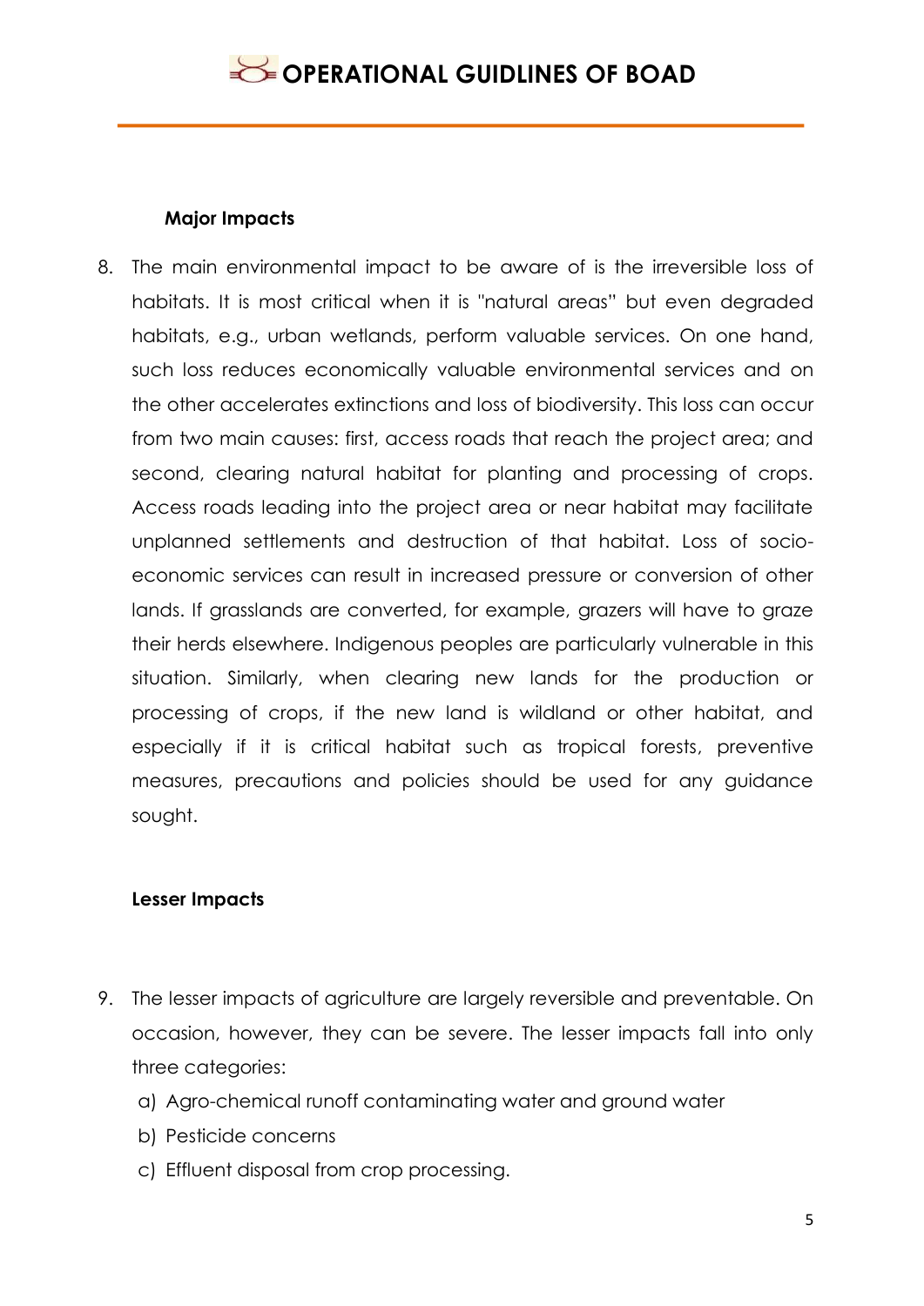**Major Impacts**

8. The main environmental impact to be aware of is the irreversible loss of habitats. It is most critical when it is "natural areas" but even degraded habitats, e.g., urban wetlands, perform valuable services. On one hand, such loss reduces economically valuable environmental services and on the other accelerates extinctions and loss of biodiversity. This loss can occur from two main causes: first, access roads that reach the project area; and second, clearing natural habitat for planting and processing of crops. Access roads leading into the project area or near habitat may facilitate unplanned settlements and destruction of that habitat. Loss of socio-economic services can result in increased pressure or conversion of other lands. If grasslands are converted, for example, grazers will have to graze their herds elsewhere. Indigenous peoples are particularly vulnerable in this situation. Similarly, when clearing new lands for the production or processing of crops, if the new land is wildland or other habitat, and especially if it is critical habitat such as tropical forests, preventive measures, precautions and policies should be used for any guidance sought.

**Lesser Impacts**

9. The lesser impacts of agriculture are largely reversible and preventable. On occasion, however, they can be severe. The lesser impacts fall into only three categories:
   a) Agro-chemical runoff contaminating water and ground water
   b) Pesticide concerns
   c) Effluent disposal from crop processing.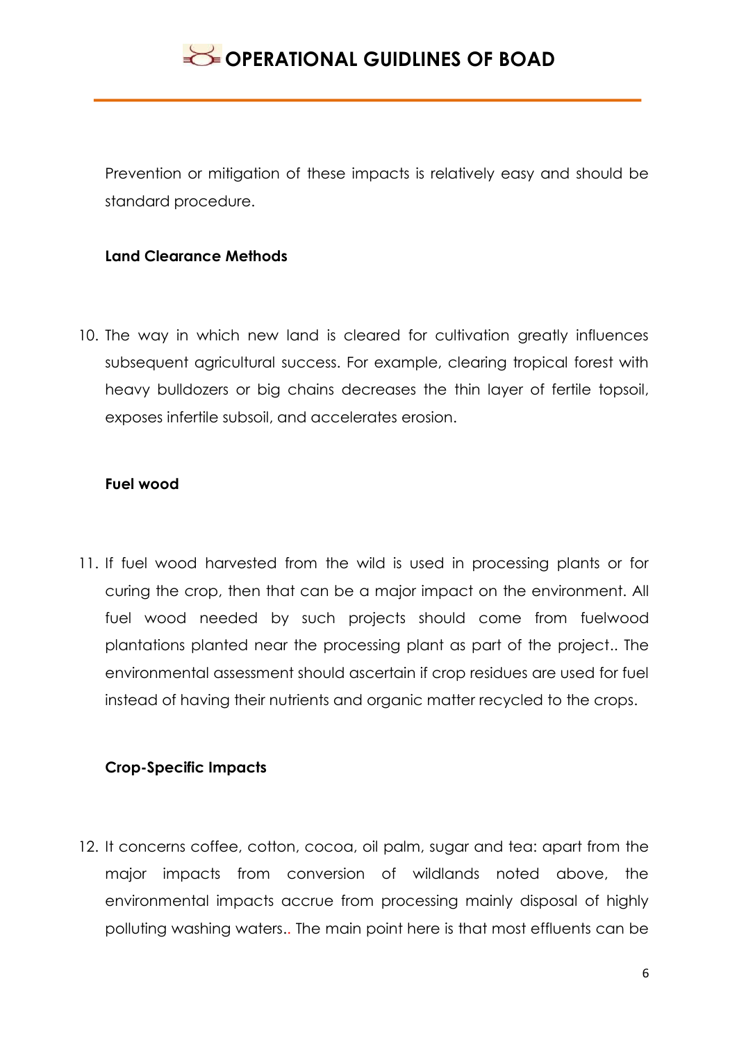Prevention or mitigation of these impacts is relatively easy and should be standard procedure.

**Land Clearance Methods**

10. The way in which new land is cleared for cultivation greatly influences subsequent agricultural success. For example, clearing tropical forest with heavy bulldozers or big chains decreases the thin layer of fertile topsoil, exposes infertile subsoil, and accelerates erosion.

**Fuel wood**

11. If fuel wood harvested from the wild is used in processing plants or for curing the crop, then that can be a major impact on the environment. All fuel wood needed by such projects should come from fuelwood plantations planted near the processing plant as part of the project.. The environmental assessment should ascertain if crop residues are used for fuel instead of having their nutrients and organic matter recycled to the crops.

**Crop-Specific Impacts**

12. It concerns coffee, cotton, cocoa, oil palm, sugar and tea: apart from the major impacts from conversion of wildlands noted above, the environmental impacts accrue from processing mainly disposal of highly polluting washing waters.. The main point here is that most effluents can be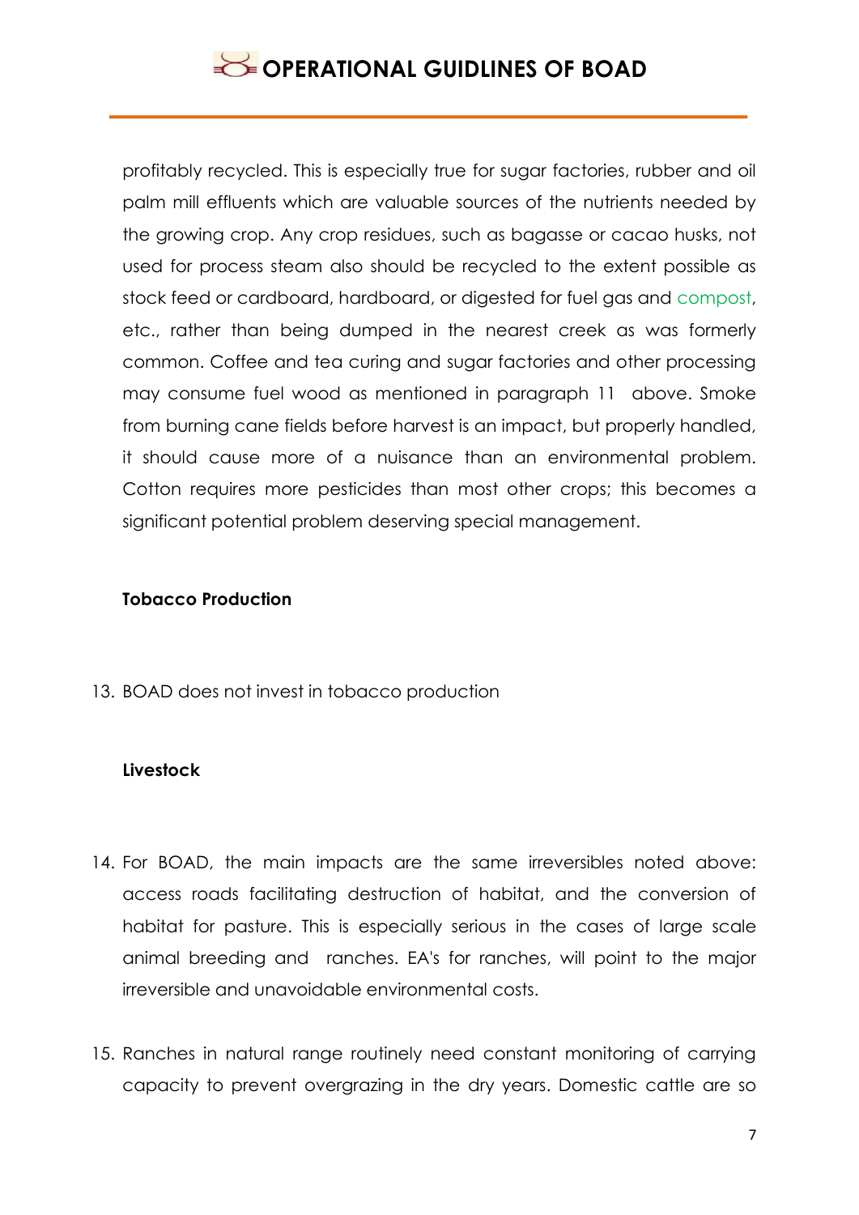profitably recycled. This is especially true for sugar factories, rubber and oil palm mill effluents which are valuable sources of the nutrients needed by the growing crop. Any crop residues, such as bagasse or cacao husks, not used for process steam also should be recycled to the extent possible as stock feed or cardboard, hardboard, or digested for fuel gas and compost, etc., rather than being dumped in the nearest creek as was formerly common. Coffee and tea curing and sugar factories and other processing may consume fuel wood as mentioned in paragraph 11 above. Smoke from burning cane fields before harvest is an impact, but properly handled, it should cause more of a nuisance than an environmental problem. Cotton requires more pesticides than most other crops; this becomes a significant potential problem deserving special management.

**Tobacco Production**

13. BOAD does not invest in tobacco production

**Livestock**

14. For BOAD, the main impacts are the same irreversibles noted above: access roads facilitating destruction of habitat, and the conversion of habitat for pasture. This is especially serious in the cases of large scale animal breeding and ranches. EA's for ranches, will point to the major irreversible and unavoidable environmental costs.

15. Ranches in natural range routinely need constant monitoring of carrying capacity to prevent overgrazing in the dry years. Domestic cattle are so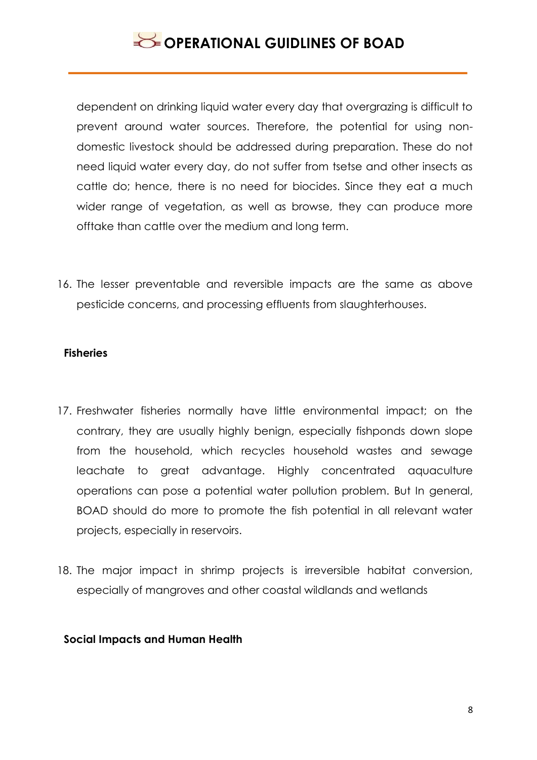dependent on drinking liquid water every day that overgrazing is difficult to prevent around water sources. Therefore, the potential for using non-domestic livestock should be addressed during preparation. These do not need liquid water every day, do not suffer from tsetse and other insects as cattle do; hence, there is no need for biocides. Since they eat a much wider range of vegetation, as well as browse, they can produce more offtake than cattle over the medium and long term.

16. The lesser preventable and reversible impacts are the same as above pesticide concerns, and processing effluents from slaughterhouses.

**Fisheries**

17. Freshwater fisheries normally have little environmental impact; on the contrary, they are usually highly benign, especially fishponds down slope from the household, which recycles household wastes and sewage leachate to great advantage. Highly concentrated aquaculture operations can pose a potential water pollution problem. But In general, BOAD should do more to promote the fish potential in all relevant water projects, especially in reservoirs.

18. The major impact in shrimp projects is irreversible habitat conversion, especially of mangroves and other coastal wildlands and wetlands

**Social Impacts and Human Health**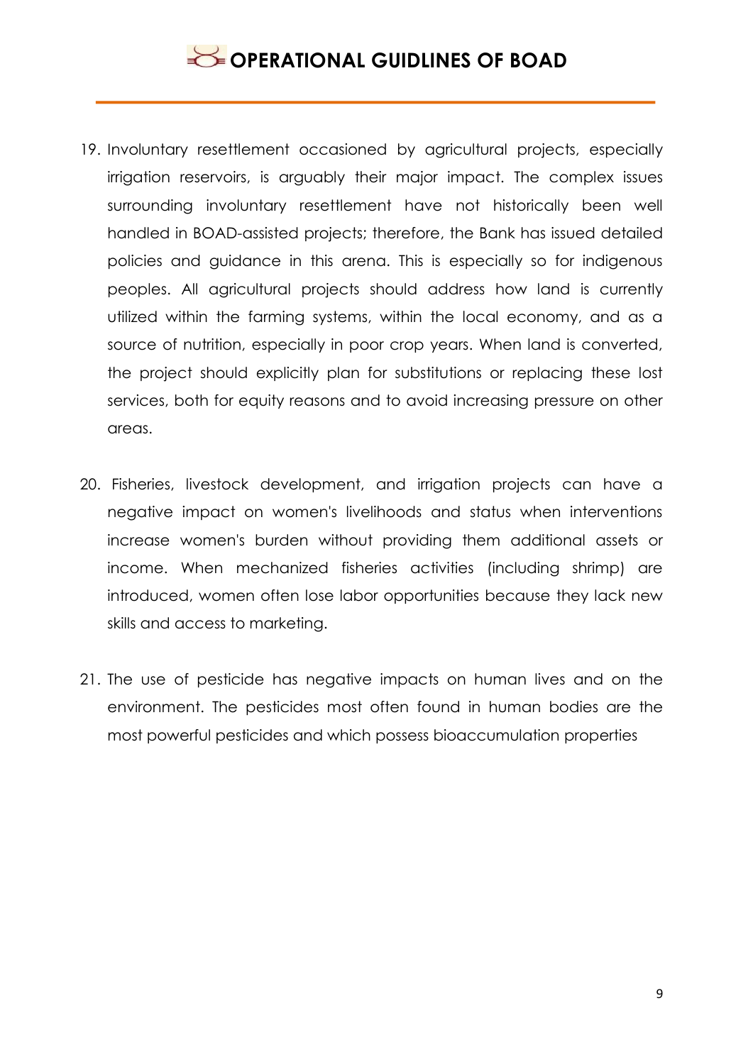19. Involuntary resettlement occasioned by agricultural projects, especially irrigation reservoirs, is arguably their major impact. The complex issues surrounding involuntary resettlement have not historically been well handled in BOAD-assisted projects; therefore, the Bank has issued detailed policies and guidance in this arena. This is especially so for indigenous peoples. All agricultural projects should address how land is currently utilized within the farming systems, within the local economy, and as a source of nutrition, especially in poor crop years. When land is converted, the project should explicitly plan for substitutions or replacing these lost services, both for equity reasons and to avoid increasing pressure on other areas.

20. Fisheries, livestock development, and irrigation projects can have a negative impact on women's livelihoods and status when interventions increase women's burden without providing them additional assets or income. When mechanized fisheries activities (including shrimp) are introduced, women often lose labor opportunities because they lack new skills and access to marketing.

21. The use of pesticide has negative impacts on human lives and on the environment. The pesticides most often found in human bodies are the most powerful pesticides and which possess bioaccumulation properties